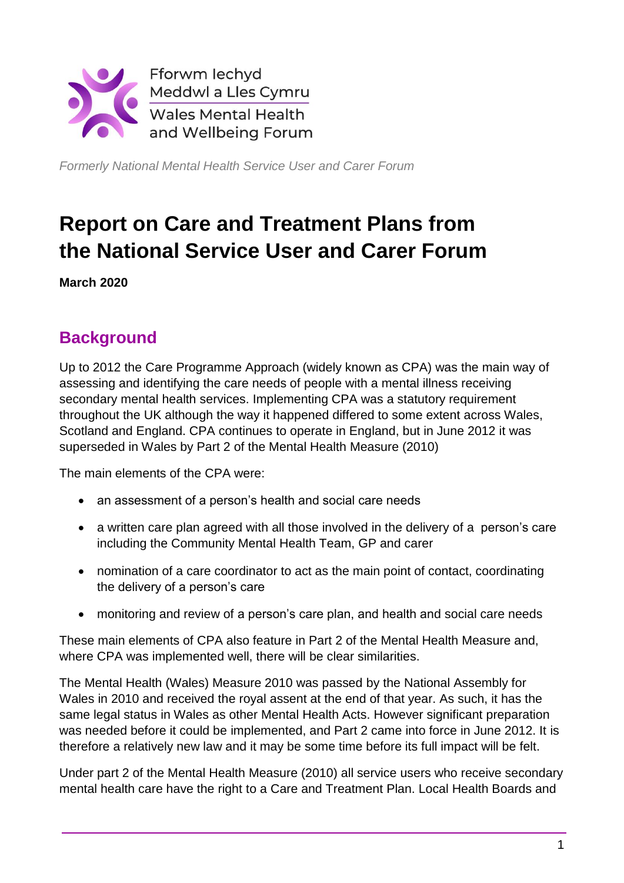Fforwm Iechyd Meddwl a Lles Cymru

Wales Mental Health and Wellbeing Forum

*Formerly National Mental Health Service User and Carer Forum*

# Report on Care and Treatment Plans from the National Service User and Carer Forum

**March 2020**

## Background

Up to 2012 the Care Programme Approach (widely known as CPA) was the main way of assessing and identifying the care needs of people with a mental illness receiving secondary mental health services. Implementing CPA was a statutory requirement throughout the UK although the way it happened differed to some extent across Wales, Scotland and England. CPA continues to operate in England, but in June 2012 it was superseded in Wales by Part 2 of the Mental Health Measure (2010)

The main elements of the CPA were:

- an assessment of a person's health and social care needs
- a written care plan agreed with all those involved in the delivery of a person's care including the Community Mental Health Team, GP and carer
- nomination of a care coordinator to act as the main point of contact, coordinating the delivery of a person's care
- monitoring and review of a person's care plan, and health and social care needs

These main elements of CPA also feature in Part 2 of the Mental Health Measure and, where CPA was implemented well, there will be clear similarities.

The Mental Health (Wales) Measure 2010 was passed by the National Assembly for Wales in 2010 and received the royal assent at the end of that year. As such, it has the same legal status in Wales as other Mental Health Acts. However significant preparation was needed before it could be implemented, and Part 2 came into force in June 2012. It is therefore a relatively new law and it may be some time before its full impact will be felt.

Under part 2 of the Mental Health Measure (2010) all service users who receive secondary mental health care have the right to a Care and Treatment Plan. Local Health Boards and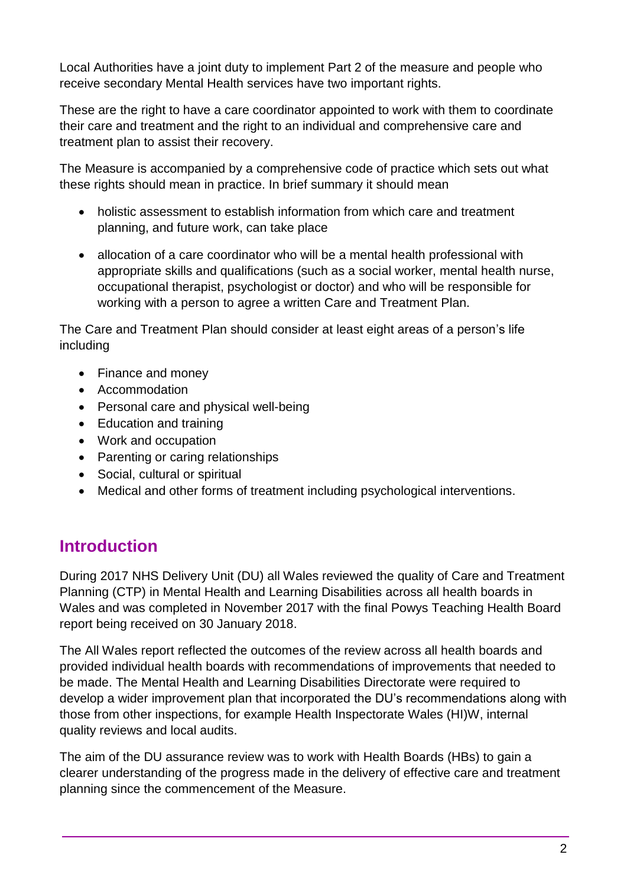Local Authorities have a joint duty to implement Part 2 of the measure and people who receive secondary Mental Health services have two important rights.

These are the right to have a care coordinator appointed to work with them to coordinate their care and treatment and the right to an individual and comprehensive care and treatment plan to assist their recovery.

The Measure is accompanied by a comprehensive code of practice which sets out what these rights should mean in practice. In brief summary it should mean

- holistic assessment to establish information from which care and treatment planning, and future work, can take place
- allocation of a care coordinator who will be a mental health professional with appropriate skills and qualifications (such as a social worker, mental health nurse, occupational therapist, psychologist or doctor) and who will be responsible for working with a person to agree a written Care and Treatment Plan.

The Care and Treatment Plan should consider at least eight areas of a person's life including

- Finance and money
- Accommodation
- Personal care and physical well-being
- Education and training
- Work and occupation
- Parenting or caring relationships
- Social, cultural or spiritual
- Medical and other forms of treatment including psychological interventions.

## Introduction

During 2017 NHS Delivery Unit (DU) all Wales reviewed the quality of Care and Treatment Planning (CTP) in Mental Health and Learning Disabilities across all health boards in Wales and was completed in November 2017 with the final Powys Teaching Health Board report being received on 30 January 2018.

The All Wales report reflected the outcomes of the review across all health boards and provided individual health boards with recommendations of improvements that needed to be made. The Mental Health and Learning Disabilities Directorate were required to develop a wider improvement plan that incorporated the DU's recommendations along with those from other inspections, for example Health Inspectorate Wales (HI)W, internal quality reviews and local audits.

The aim of the DU assurance review was to work with Health Boards (HBs) to gain a clearer understanding of the progress made in the delivery of effective care and treatment planning since the commencement of the Measure.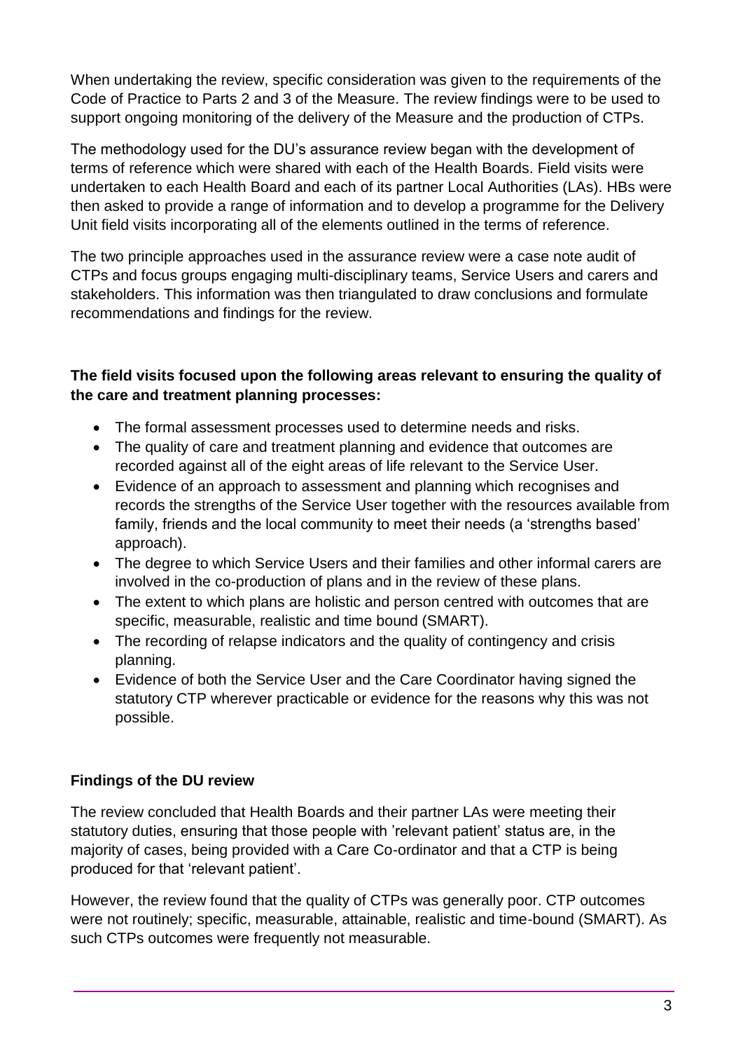When undertaking the review, specific consideration was given to the requirements of the Code of Practice to Parts 2 and 3 of the Measure. The review findings were to be used to support ongoing monitoring of the delivery of the Measure and the production of CTPs.

The methodology used for the DU's assurance review began with the development of terms of reference which were shared with each of the Health Boards. Field visits were undertaken to each Health Board and each of its partner Local Authorities (LAs). HBs were then asked to provide a range of information and to develop a programme for the Delivery Unit field visits incorporating all of the elements outlined in the terms of reference.

The two principle approaches used in the assurance review were a case note audit of CTPs and focus groups engaging multi-disciplinary teams, Service Users and carers and stakeholders. This information was then triangulated to draw conclusions and formulate recommendations and findings for the review.

**The field visits focused upon the following areas relevant to ensuring the quality of the care and treatment planning processes:**

- The formal assessment processes used to determine needs and risks.
- The quality of care and treatment planning and evidence that outcomes are recorded against all of the eight areas of life relevant to the Service User.
- Evidence of an approach to assessment and planning which recognises and records the strengths of the Service User together with the resources available from family, friends and the local community to meet their needs (a 'strengths based' approach).
- The degree to which Service Users and their families and other informal carers are involved in the co-production of plans and in the review of these plans.
- The extent to which plans are holistic and person centred with outcomes that are specific, measurable, realistic and time bound (SMART).
- The recording of relapse indicators and the quality of contingency and crisis planning.
- Evidence of both the Service User and the Care Coordinator having signed the statutory CTP wherever practicable or evidence for the reasons why this was not possible.

**Findings of the DU review**

The review concluded that Health Boards and their partner LAs were meeting their statutory duties, ensuring that those people with 'relevant patient' status are, in the majority of cases, being provided with a Care Co-ordinator and that a CTP is being produced for that 'relevant patient'.

However, the review found that the quality of CTPs was generally poor. CTP outcomes were not routinely; specific, measurable, attainable, realistic and time-bound (SMART). As such CTPs outcomes were frequently not measurable.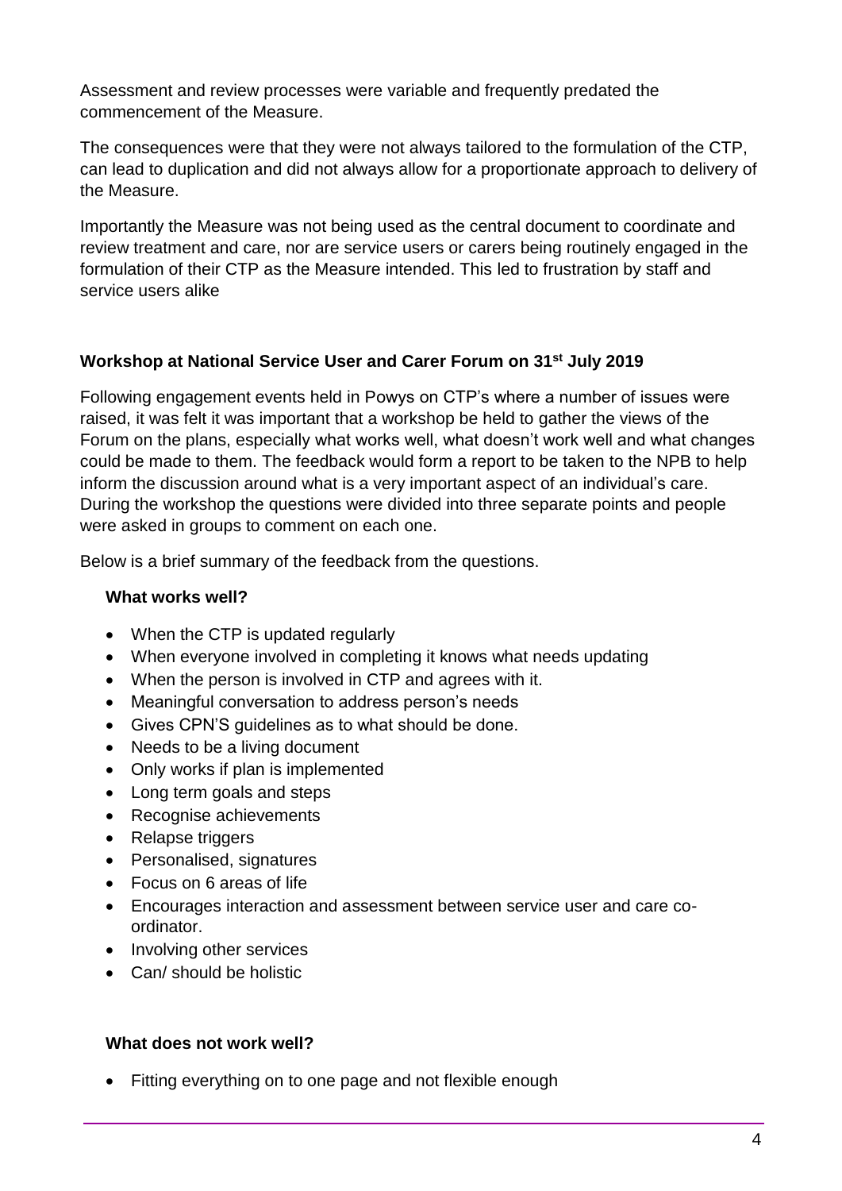Assessment and review processes were variable and frequently predated the commencement of the Measure.

The consequences were that they were not always tailored to the formulation of the CTP, can lead to duplication and did not always allow for a proportionate approach to delivery of the Measure.

Importantly the Measure was not being used as the central document to coordinate and review treatment and care, nor are service users or carers being routinely engaged in the formulation of their CTP as the Measure intended. This led to frustration by staff and service users alike

### Workshop at National Service User and Carer Forum on 31st July 2019

Following engagement events held in Powys on CTP's where a number of issues were raised, it was felt it was important that a workshop be held to gather the views of the Forum on the plans, especially what works well, what doesn't work well and what changes could be made to them. The feedback would form a report to be taken to the NPB to help inform the discussion around what is a very important aspect of an individual's care. During the workshop the questions were divided into three separate points and people were asked in groups to comment on each one.

Below is a brief summary of the feedback from the questions.

#### What works well?

- When the CTP is updated regularly
- When everyone involved in completing it knows what needs updating
- When the person is involved in CTP and agrees with it.
- Meaningful conversation to address person's needs
- Gives CPN'S guidelines as to what should be done.
- Needs to be a living document
- Only works if plan is implemented
- Long term goals and steps
- Recognise achievements
- Relapse triggers
- Personalised, signatures
- Focus on 6 areas of life
- Encourages interaction and assessment between service user and care co-ordinator.
- Involving other services
- Can/ should be holistic

#### What does not work well?

- Fitting everything on to one page and not flexible enough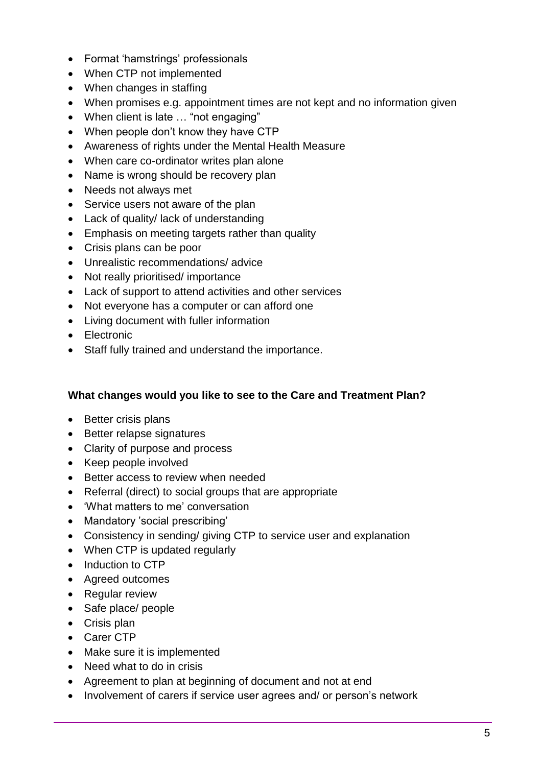- Format 'hamstrings' professionals
- When CTP not implemented
- When changes in staffing
- When promises e.g. appointment times are not kept and no information given
- When client is late … "not engaging"
- When people don't know they have CTP
- Awareness of rights under the Mental Health Measure
- When care co-ordinator writes plan alone
- Name is wrong should be recovery plan
- Needs not always met
- Service users not aware of the plan
- Lack of quality/ lack of understanding
- Emphasis on meeting targets rather than quality
- Crisis plans can be poor
- Unrealistic recommendations/ advice
- Not really prioritised/ importance
- Lack of support to attend activities and other services
- Not everyone has a computer or can afford one
- Living document with fuller information
- Electronic
- Staff fully trained and understand the importance.

**What changes would you like to see to the Care and Treatment Plan?**

- Better crisis plans
- Better relapse signatures
- Clarity of purpose and process
- Keep people involved
- Better access to review when needed
- Referral (direct) to social groups that are appropriate
- 'What matters to me' conversation
- Mandatory 'social prescribing'
- Consistency in sending/ giving CTP to service user and explanation
- When CTP is updated regularly
- Induction to CTP
- Agreed outcomes
- Regular review
- Safe place/ people
- Crisis plan
- Carer CTP
- Make sure it is implemented
- Need what to do in crisis
- Agreement to plan at beginning of document and not at end
- Involvement of carers if service user agrees and/ or person's network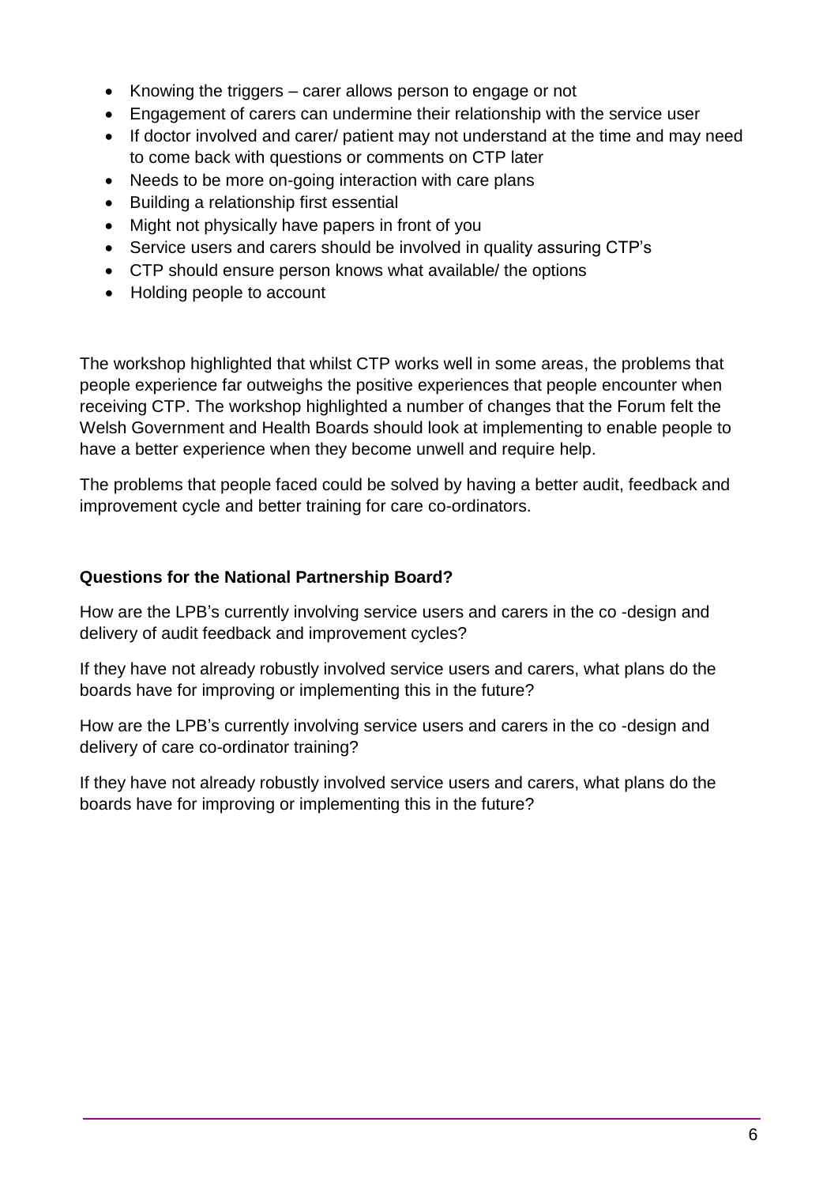- Knowing the triggers – carer allows person to engage or not
- Engagement of carers can undermine their relationship with the service user
- If doctor involved and carer/ patient may not understand at the time and may need to come back with questions or comments on CTP later
- Needs to be more on-going interaction with care plans
- Building a relationship first essential
- Might not physically have papers in front of you
- Service users and carers should be involved in quality assuring CTP's
- CTP should ensure person knows what available/ the options
- Holding people to account

The workshop highlighted that whilst CTP works well in some areas, the problems that people experience far outweighs the positive experiences that people encounter when receiving CTP. The workshop highlighted a number of changes that the Forum felt the Welsh Government and Health Boards should look at implementing to enable people to have a better experience when they become unwell and require help.

The problems that people faced could be solved by having a better audit, feedback and improvement cycle and better training for care co-ordinators.

**Questions for the National Partnership Board?**

How are the LPB's currently involving service users and carers in the co -design and delivery of audit feedback and improvement cycles?

If they have not already robustly involved service users and carers, what plans do the boards have for improving or implementing this in the future?

How are the LPB's currently involving service users and carers in the co -design and delivery of care co-ordinator training?

If they have not already robustly involved service users and carers, what plans do the boards have for improving or implementing this in the future?